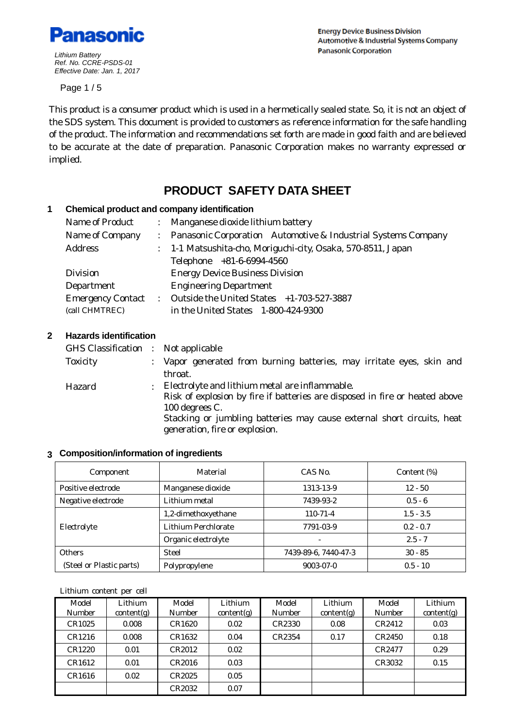**Panasonic**

*Lithium Battery*
*Ref. No. CCRE-PSDS-01*
*Effective Date: Jan. 1, 2017*

Energy Device Business Division
Automotive & Industrial Systems Company
Panasonic Corporation

Page 1 / 5

This product is a consumer product which is used in a hermetically sealed state. So, it is not an object of the SDS system. This document is provided to customers as reference information for the safe handling of the product. The information and recommendations set forth are made in good faith and are believed to be accurate at the date of preparation. Panasonic Corporation makes no warranty expressed or implied.

# PRODUCT SAFETY DATA SHEET

## 1 Chemical product and company identification

Name of Product : Manganese dioxide lithium battery
Name of Company : Panasonic Corporation Automotive & Industrial Systems Company
Address : 1-1 Matsushita-cho, Moriguchi-city, Osaka, 570-8511, Japan
Telephone +81-6-6994-4560
Division Energy Device Business Division
Department Engineering Department
Emergency Contact (call CHMTREC) : Outside the United States +1-703-527-3887
in the United States 1-800-424-9300

## 2 Hazards identification

GHS Classification : Not applicable
Toxicity : Vapor generated from burning batteries, may irritate eyes, skin and throat.
Hazard : Electrolyte and lithium metal are inflammable.
Risk of explosion by fire if batteries are disposed in fire or heated above 100 degrees C.
Stacking or jumbling batteries may cause external short circuits, heat generation, fire or explosion.

## 3 Composition/information of ingredients

| Component | Material | CAS No. | Content (%) |
|---|---|---|---|
| Positive electrode | Manganese dioxide | 1313-13-9 | 12 - 50 |
| Negative electrode | Lithium metal | 7439-93-2 | 0.5 - 6 |
| Electrolyte | 1,2-dimethoxyethane | 110-71-4 | 1.5 - 3.5 |
| | Lithium Perchlorate | 7791-03-9 | 0.2 - 0.7 |
| | Organic electrolyte | - | 2.5 - 7 |
| Others (Steel or Plastic parts) | Steel | 7439-89-6, 7440-47-3 | 30 - 85 |
| | Polypropylene | 9003-07-0 | 0.5 - 10 |

Lithium content per cell

| Model Number | Lithium content(g) | Model Number | Lithium content(g) | Model Number | Lithium content(g) | Model Number | Lithium content(g) |
|---|---|---|---|---|---|---|---|
| CR1025 | 0.008 | CR1620 | 0.02 | CR2330 | 0.08 | CR2412 | 0.03 |
| CR1216 | 0.008 | CR1632 | 0.04 | CR2354 | 0.17 | CR2450 | 0.18 |
| CR1220 | 0.01 | CR2012 | 0.02 | | | CR2477 | 0.29 |
| CR1612 | 0.01 | CR2016 | 0.03 | | | CR3032 | 0.15 |
| CR1616 | 0.02 | CR2025 | 0.05 | | | | |
| | | CR2032 | 0.07 | | | | |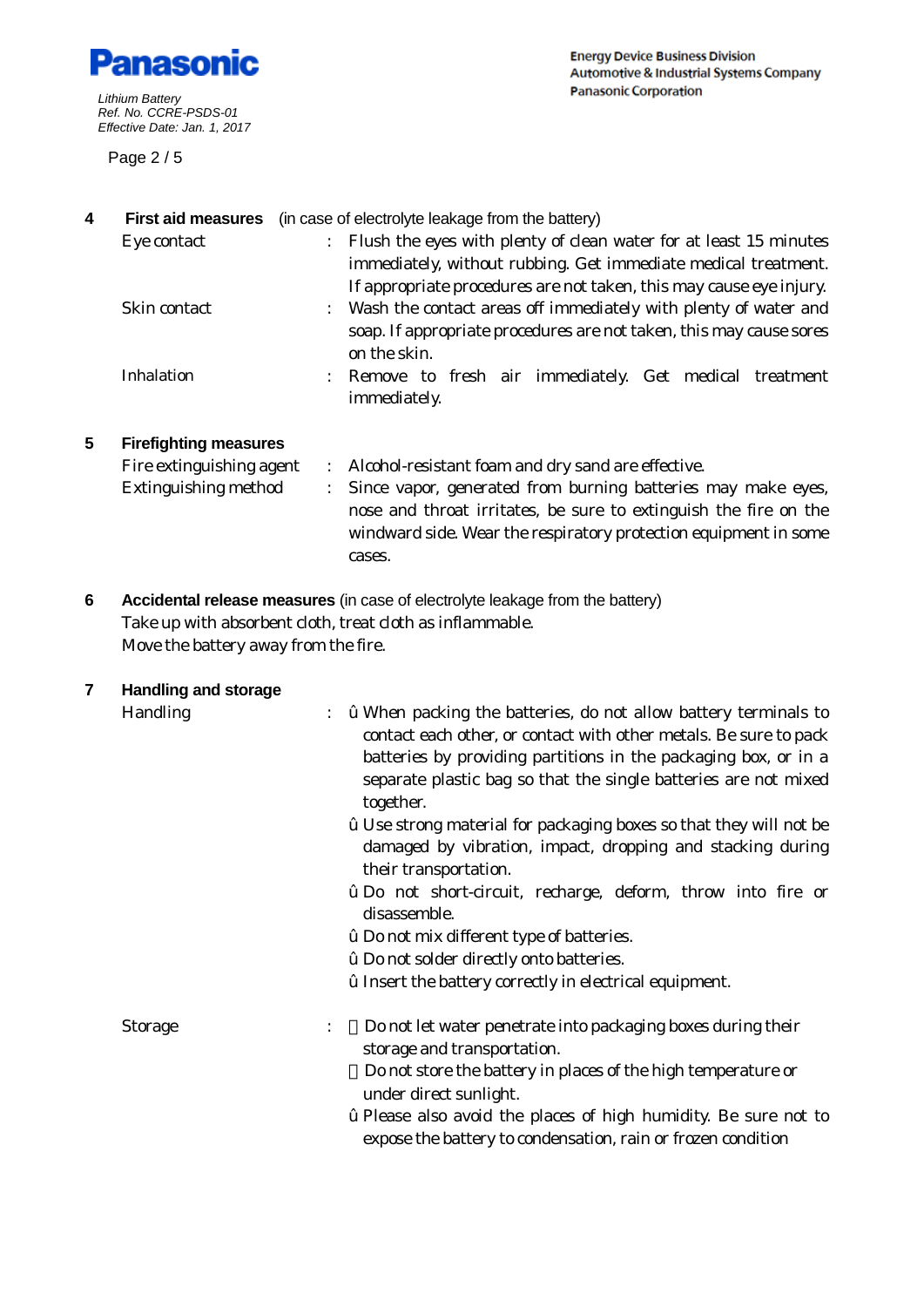## 4 First aid measures (in case of electrolyte leakage from the battery)

Eye contact : Flush the eyes with plenty of clean water for at least 15 minutes immediately, without rubbing. Get immediate medical treatment. If appropriate procedures are not taken, this may cause eye injury.

Skin contact : Wash the contact areas off immediately with plenty of water and soap. If appropriate procedures are not taken, this may cause sores on the skin.

Inhalation : Remove to fresh air immediately. Get medical treatment immediately.

## 5 Firefighting measures

Fire extinguishing agent : Alcohol-resistant foam and dry sand are effective.

Extinguishing method : Since vapor, generated from burning batteries may make eyes, nose and throat irritates, be sure to extinguish the fire on the windward side. Wear the respiratory protection equipment in some cases.

## 6 Accidental release measures (in case of electrolyte leakage from the battery)

Take up with absorbent cloth, treat cloth as inflammable.
Move the battery away from the fire.

## 7 Handling and storage

Handling :

- When packing the batteries, do not allow battery terminals to contact each other, or contact with other metals. Be sure to pack batteries by providing partitions in the packaging box, or in a separate plastic bag so that the single batteries are not mixed together.
- Use strong material for packaging boxes so that they will not be damaged by vibration, impact, dropping and stacking during their transportation.
- Do not short-circuit, recharge, deform, throw into fire or disassemble.
- Do not mix different type of batteries.
- Do not solder directly onto batteries.
- Insert the battery correctly in electrical equipment.

Storage :

- Do not let water penetrate into packaging boxes during their storage and transportation.
- Do not store the battery in places of the high temperature or under direct sunlight.
- Please also avoid the places of high humidity. Be sure not to expose the battery to condensation, rain or frozen condition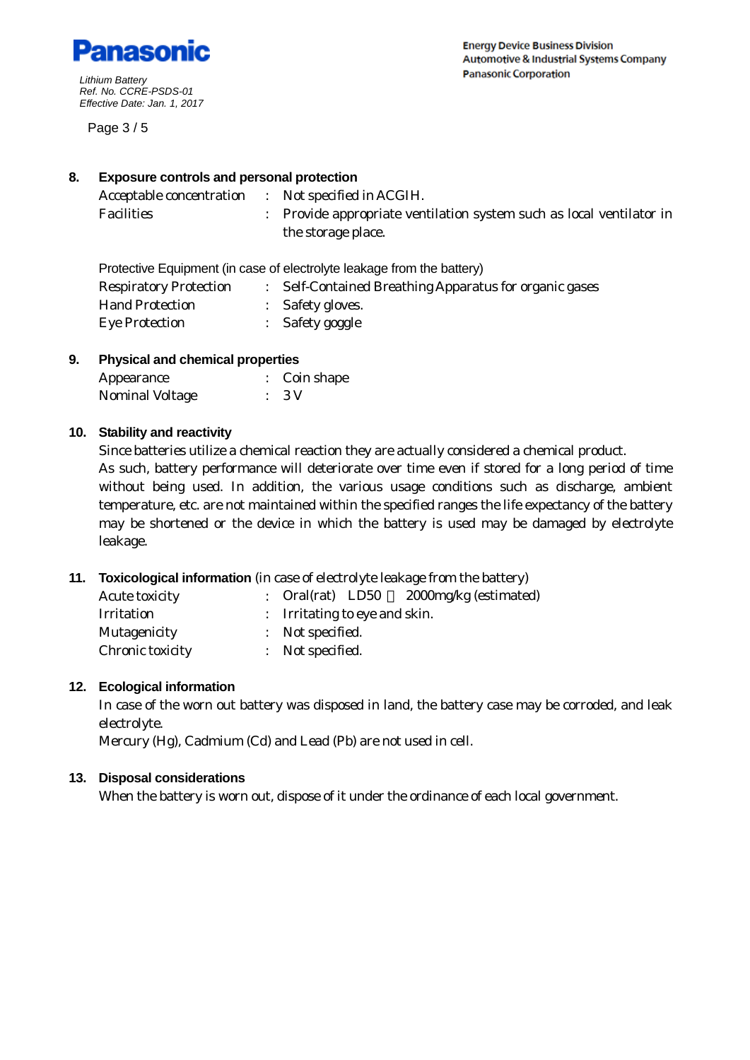## 8. Exposure controls and personal protection

| | | |
|---|---|---|
| Acceptable concentration | : | Not specified in ACGIH. |
| Facilities | : | Provide appropriate ventilation system such as local ventilator in the storage place. |

Protective Equipment (in case of electrolyte leakage from the battery)

| | | |
|---|---|---|
| Respiratory Protection | : | Self-Contained Breathing Apparatus for organic gases |
| Hand Protection | : | Safety gloves. |
| Eye Protection | : | Safety goggle |

## 9. Physical and chemical properties

| | | |
|---|---|---|
| Appearance | : | Coin shape |
| Nominal Voltage | : | 3 V |

## 10. Stability and reactivity

Since batteries utilize a chemical reaction they are actually considered a chemical product.
As such, battery performance will deteriorate over time even if stored for a long period of time without being used. In addition, the various usage conditions such as discharge, ambient temperature, etc. are not maintained within the specified ranges the life expectancy of the battery may be shortened or the device in which the battery is used may be damaged by electrolyte leakage.

## 11. Toxicological information (in case of electrolyte leakage from the battery)

| | | |
|---|---|---|
| Acute toxicity | : | Oral (rat) LD50 ＞ 2000mg/kg (estimated) |
| Irritation | : | Irritating to eye and skin. |
| Mutagenicity | : | Not specified. |
| Chronic toxicity | : | Not specified. |

## 12. Ecological information

In case of the worn out battery was disposed in land, the battery case may be corroded, and leak electrolyte.
Mercury (Hg), Cadmium (Cd) and Lead (Pb) are not used in cell.

## 13. Disposal considerations

When the battery is worn out, dispose of it under the ordinance of each local government.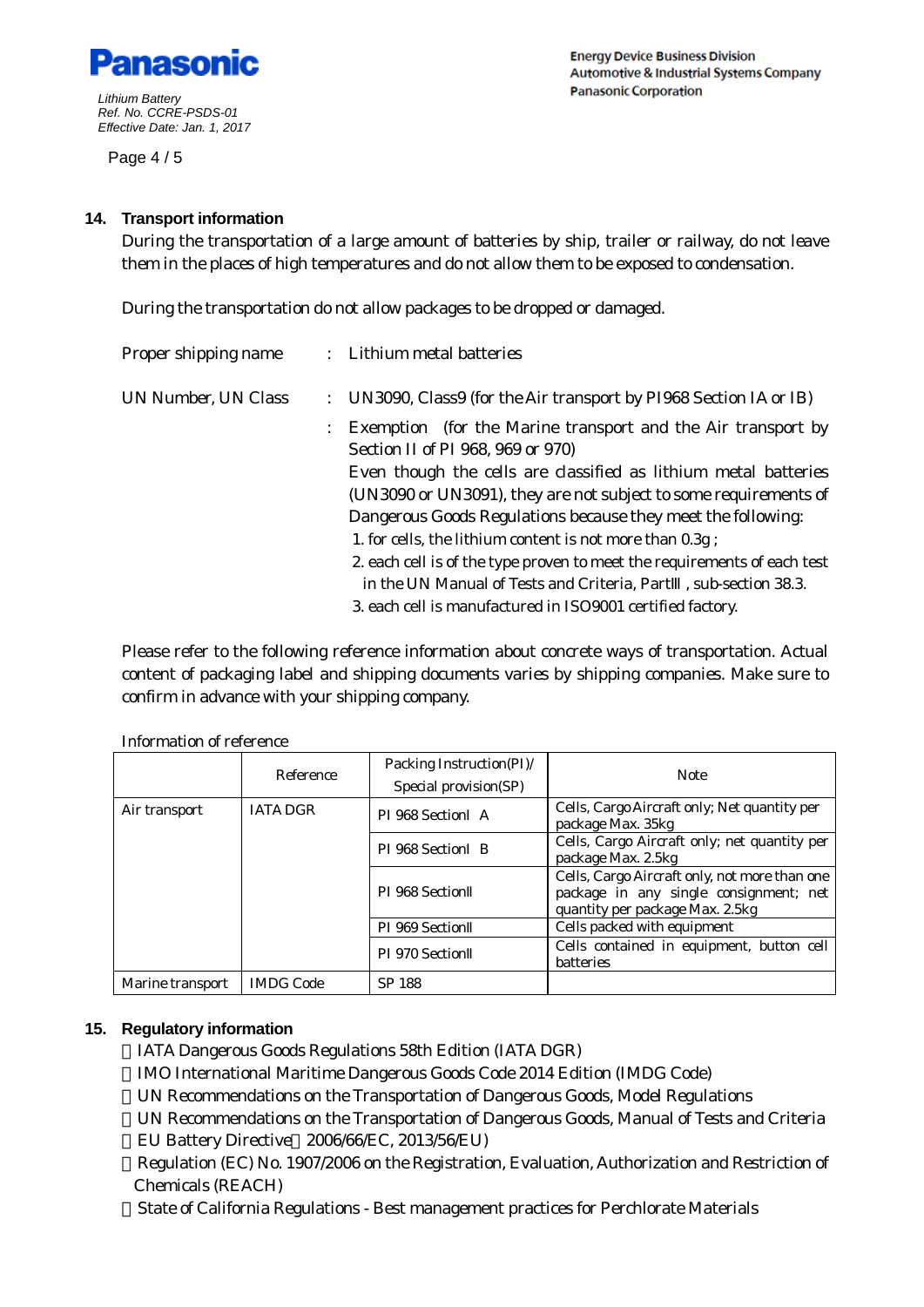## 14. Transport information

During the transportation of a large amount of batteries by ship, trailer or railway, do not leave them in the places of high temperatures and do not allow them to be exposed to condensation.

During the transportation do not allow packages to be dropped or damaged.

Proper shipping name : Lithium metal batteries

UN Number, UN Class : UN3090, Class9 (for the Air transport by PI968 Section IA or IB)

: Exemption (for the Marine transport and the Air transport by Section II of PI 968, 969 or 970)

Even though the cells are classified as lithium metal batteries (UN3090 or UN3091), they are not subject to some requirements of Dangerous Goods Regulations because they meet the following:

1. for cells, the lithium content is not more than 0.3g ;
2. each cell is of the type proven to meet the requirements of each test in the UN Manual of Tests and Criteria, PartⅢ , sub-section 38.3.
3. each cell is manufactured in ISO9001 certified factory.

Please refer to the following reference information about concrete ways of transportation. Actual content of packaging label and shipping documents varies by shipping companies. Make sure to confirm in advance with your shipping company.

Information of reference

| | Reference | Packing Instruction(PI)/ Special provision(SP) | Note |
|---|---|---|---|
| Air transport | IATA DGR | PI 968 SectionⅠ A | Cells, Cargo Aircraft only; Net quantity per package Max. 35kg |
| | | PI 968 SectionⅠ B | Cells, Cargo Aircraft only; net quantity per package Max. 2.5kg |
| | | PI 968 SectionⅡ | Cells, Cargo Aircraft only, not more than one package in any single consignment; net quantity per package Max. 2.5kg |
| | | PI 969 SectionⅡ | Cells packed with equipment |
| | | PI 970 SectionⅡ | Cells contained in equipment, button cell batteries |
| Marine transport | IMDG Code | SP 188 | |

## 15. Regulatory information

- IATA Dangerous Goods Regulations 58th Edition (IATA DGR)
- IMO International Maritime Dangerous Goods Code 2014 Edition (IMDG Code)
- UN Recommendations on the Transportation of Dangerous Goods, Model Regulations
- UN Recommendations on the Transportation of Dangerous Goods, Manual of Tests and Criteria
- EU Battery Directive（2006/66/EC, 2013/56/EU)
- Regulation (EC) No. 1907/2006 on the Registration, Evaluation, Authorization and Restriction of Chemicals (REACH)
- State of California Regulations - Best management practices for Perchlorate Materials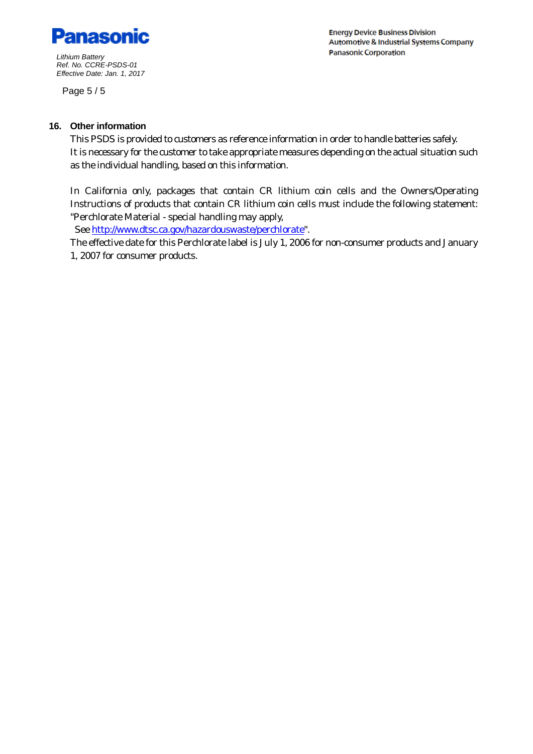## 16. Other information

This PSDS is provided to customers as reference information in order to handle batteries safely.
It is necessary for the customer to take appropriate measures depending on the actual situation such as the individual handling, based on this information.

In California only, packages that contain CR lithium coin cells and the Owners/Operating Instructions of products that contain CR lithium coin cells must include the following statement: "Perchlorate Material - special handling may apply,
See http://www.dtsc.ca.gov/hazardouswaste/perchlorate".
The effective date for this Perchlorate label is July 1, 2006 for non-consumer products and January 1, 2007 for consumer products.